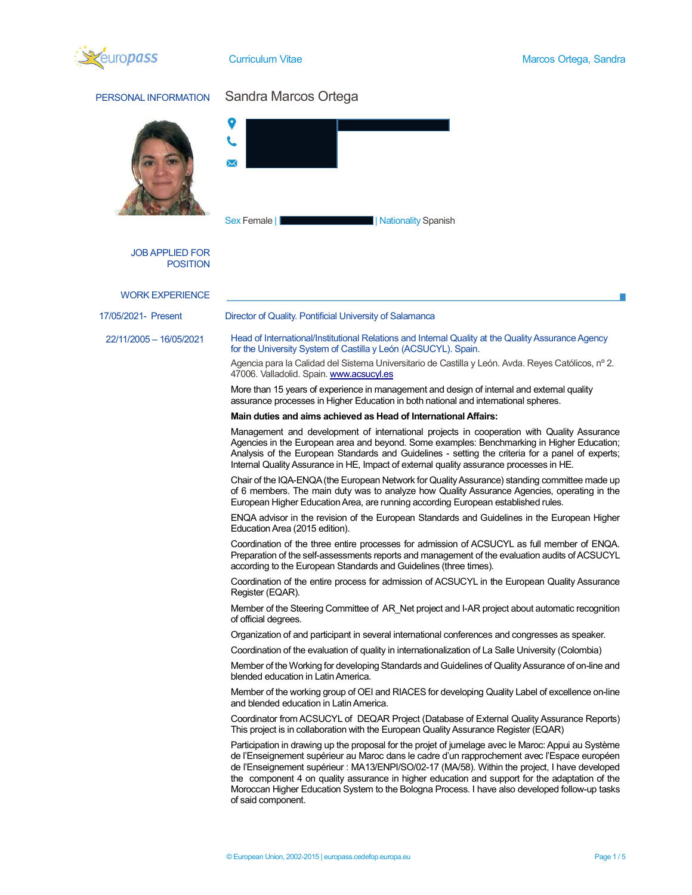# Curriculum Vitae

## PERSONAL INFORMATION

**Sandra Marcos Ortega**

Sex Female | Nationality Spanish

## JOB APPLIED FOR POSITION

## WORK EXPERIENCE

**17/05/2021- Present**

Director of Quality. Pontificial University of Salamanca

**22/11/2005 – 16/05/2021**

Head of International/Institutional Relations and Internal Quality at the Quality Assurance Agency for the University System of Castilla y León (ACSUCYL). Spain.

Agencia para la Calidad del Sistema Universitario de Castilla y León. Avda. Reyes Católicos, nº 2. 47006. Valladolid. Spain. www.acsucyl.es

More than 15 years of experience in management and design of internal and external quality assurance processes in Higher Education in both national and international spheres.

**Main duties and aims achieved as Head of International Affairs:**

Management and development of international projects in cooperation with Quality Assurance Agencies in the European area and beyond. Some examples: Benchmarking in Higher Education; Analysis of the European Standards and Guidelines - setting the criteria for a panel of experts; Internal Quality Assurance in HE, Impact of external quality assurance processes in HE.

Chair of the IQA-ENQA (the European Network for Quality Assurance) standing committee made up of 6 members. The main duty was to analyze how Quality Assurance Agencies, operating in the European Higher Education Area, are running according European established rules.

ENQA advisor in the revision of the European Standards and Guidelines in the European Higher Education Area (2015 edition).

Coordination of the three entire processes for admission of ACSUCYL as full member of ENQA. Preparation of the self-assessments reports and management of the evaluation audits of ACSUCYL according to the European Standards and Guidelines (three times).

Coordination of the entire process for admission of ACSUCYL in the European Quality Assurance Register (EQAR).

Member of the Steering Committee of AR_Net project and I-AR project about automatic recognition of official degrees.

Organization of and participant in several international conferences and congresses as speaker.

Coordination of the evaluation of quality in internationalization of La Salle University (Colombia)

Member of the Working for developing Standards and Guidelines of Quality Assurance of on-line and blended education in Latin America.

Member of the working group of OEI and RIACES for developing Quality Label of excellence on-line and blended education in Latin America.

Coordinator from ACSUCYL of DEQAR Project (Database of External Quality Assurance Reports) This project is in collaboration with the European Quality Assurance Register (EQAR)

Participation in drawing up the proposal for the projet of jumelage avec le Maroc: Appui au Système de l'Enseignement supérieur au Maroc dans le cadre d'un rapprochement avec l'Espace européen de l'Enseignement supérieur : MA13/ENPI/SO/02-17 (MA/58). Within the project, I have developed the component 4 on quality assurance in higher education and support for the adaptation of the Moroccan Higher Education System to the Bologna Process. I have also developed follow-up tasks of said component.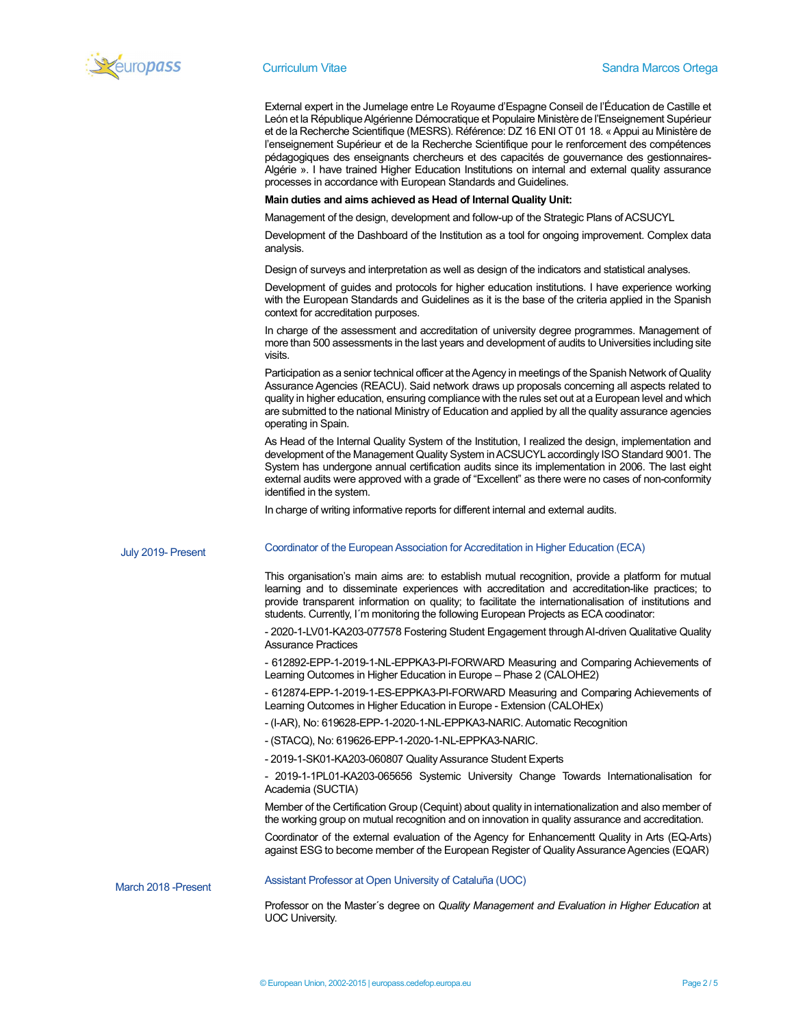External expert in the Jumelage entre Le Royaume d'Espagne Conseil de l'Éducation de Castille et León et la République Algérienne Démocratique et Populaire Ministère de l'Enseignement Supérieur et de la Recherche Scientifique (MESRS). Référence: DZ 16 ENI OT 01 18. « Appui au Ministère de l'enseignement Supérieur et de la Recherche Scientifique pour le renforcement des compétences pédagogiques des enseignants chercheurs et des capacités de gouvernance des gestionnaires- Algérie ». I have trained Higher Education Institutions on internal and external quality assurance processes in accordance with European Standards and Guidelines.

**Main duties and aims achieved as Head of Internal Quality Unit:**

Management of the design, development and follow-up of the Strategic Plans of ACSUCYL

Development of the Dashboard of the Institution as a tool for ongoing improvement. Complex data analysis.

Design of surveys and interpretation as well as design of the indicators and statistical analyses.

Development of guides and protocols for higher education institutions. I have experience working with the European Standards and Guidelines as it is the base of the criteria applied in the Spanish context for accreditation purposes.

In charge of the assessment and accreditation of university degree programmes. Management of more than 500 assessments in the last years and development of audits to Universities including site visits.

Participation as a senior technical officer at the Agency in meetings of the Spanish Network of Quality Assurance Agencies (REACU). Said network draws up proposals concerning all aspects related to quality in higher education, ensuring compliance with the rules set out at a European level and which are submitted to the national Ministry of Education and applied by all the quality assurance agencies operating in Spain.

As Head of the Internal Quality System of the Institution, I realized the design, implementation and development of the Management Quality System in ACSUCYL accordingly ISO Standard 9001. The System has undergone annual certification audits since its implementation in 2006. The last eight external audits were approved with a grade of "Excellent" as there were no cases of non-conformity identified in the system.

In charge of writing informative reports for different internal and external audits.

July 2019- Present

### Coordinator of the European Association for Accreditation in Higher Education (ECA)

This organisation's main aims are: to establish mutual recognition, provide a platform for mutual learning and to disseminate experiences with accreditation and accreditation-like practices; to provide transparent information on quality; to facilitate the internationalisation of institutions and students. Currently, I´m monitoring the following European Projects as ECA coodinator:

- 2020-1-LV01-KA203-077578 Fostering Student Engagement through AI-driven Qualitative Quality Assurance Practices

- 612892-EPP-1-2019-1-NL-EPPKA3-PI-FORWARD Measuring and Comparing Achievements of Learning Outcomes in Higher Education in Europe – Phase 2 (CALOHE2)

- 612874-EPP-1-2019-1-ES-EPPKA3-PI-FORWARD Measuring and Comparing Achievements of Learning Outcomes in Higher Education in Europe - Extension (CALOHEx)

- (I-AR), No: 619628-EPP-1-2020-1-NL-EPPKA3-NARIC. Automatic Recognition

- (STACQ), No: 619626-EPP-1-2020-1-NL-EPPKA3-NARIC.

- 2019-1-SK01-KA203-060807 Quality Assurance Student Experts

- 2019-1-1PL01-KA203-065656 Systemic University Change Towards Internationalisation for Academia (SUCTIA)

Member of the Certification Group (Cequint) about quality in internationalization and also member of the working group on mutual recognition and on innovation in quality assurance and accreditation.

Coordinator of the external evaluation of the Agency for Enhancementt Quality in Arts (EQ-Arts) against ESG to become member of the European Register of Quality Assurance Agencies (EQAR)

March 2018 -Present

### Assistant Professor at Open University of Cataluña (UOC)

Professor on the Master´s degree on *Quality Management and Evaluation in Higher Education* at UOC University.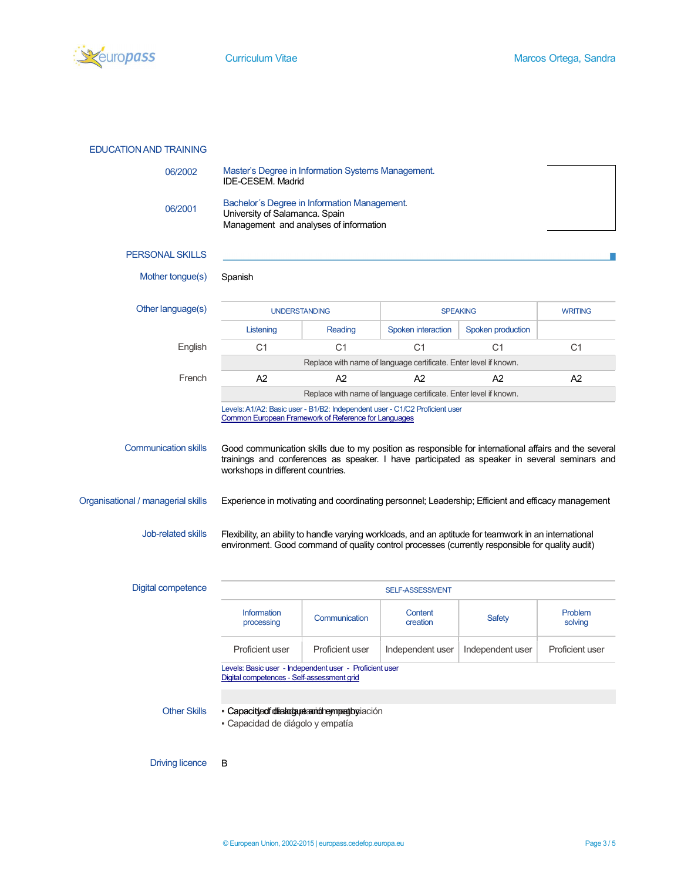## EDUCATION AND TRAINING

06/2002 — Master's Degree in Information Systems Management.
IDE-CESEM. Madrid

06/2001 — Bachelor´s Degree in Information Management.
University of Salamanca. Spain
Management and analyses of information

## PERSONAL SKILLS

**Mother tongue(s)**: Spanish

**Other language(s)**

| | UNDERSTANDING | | SPEAKING | | WRITING |
|---|---|---|---|---|---|
| | Listening | Reading | Spoken interaction | Spoken production | |
| English | C1 | C1 | C1 | C1 | C1 |
| | Replace with name of language certificate. Enter level if known. | | | | |
| French | A2 | A2 | A2 | A2 | A2 |
| | Replace with name of language certificate. Enter level if known. | | | | |

Levels: A1/A2: Basic user - B1/B2: Independent user - C1/C2 Proficient user
Common European Framework of Reference for Languages

**Communication skills**: Good communication skills due to my position as responsible for international affairs and the several trainings and conferences as speaker. I have participated as speaker in several seminars and workshops in different countries.

**Organisational / managerial skills**: Experience in motivating and coordinating personnel; Leadership; Efficient and efficacy management

**Job-related skills**: Flexibility, an ability to handle varying workloads, and an aptitude for teamwork in an international environment. Good command of quality control processes (currently responsible for quality audit)

**Digital competence**

| SELF-ASSESSMENT | | | | |
|---|---|---|---|---|
| Information processing | Communication | Content creation | Safety | Problem solving |
| Proficient user | Proficient user | Independent user | Independent user | Proficient user |

Levels: Basic user - Independent user - Proficient user
Digital competences - Self-assessment grid

**Other Skills**

- Capacity of dialogue and empathy / Capacidad de negociación
- Capacidad de diágolo y empatía

**Driving licence**: B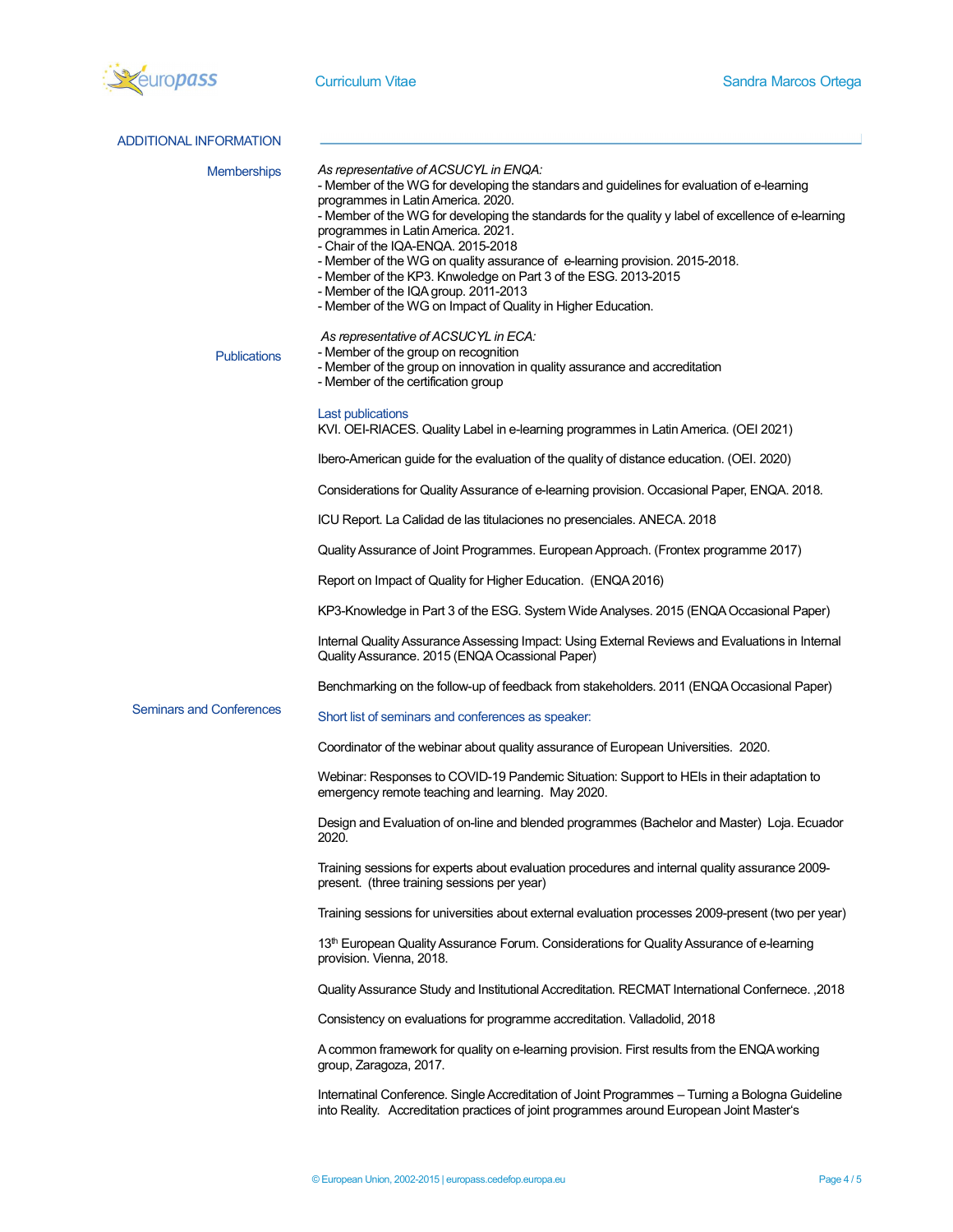## ADDITIONAL INFORMATION

### Memberships

*As representative of ACSUCYL in ENQA:*

- Member of the WG for developing the standards and guidelines for evaluation of e-learning programmes in Latin America. 2020.
- Member of the WG for developing the standards for the quality y label of excellence of e-learning programmes in Latin America. 2021.
- Chair of the IQA-ENQA. 2015-2018
- Member of the WG on quality assurance of e-learning provision. 2015-2018.
- Member of the KP3. Knwoledge on Part 3 of the ESG. 2013-2015
- Member of the IQA group. 2011-2013
- Member of the WG on Impact of Quality in Higher Education.

*As representative of ACSUCYL in ECA:*

- Member of the group on recognition
- Member of the group on innovation in quality assurance and accreditation
- Member of the certification group

### Publications

Last publications

KVI. OEI-RIACES. Quality Label in e-learning programmes in Latin America. (OEI 2021)

Ibero-American guide for the evaluation of the quality of distance education. (OEI. 2020)

Considerations for Quality Assurance of e-learning provision. Occasional Paper, ENQA. 2018.

ICU Report. La Calidad de las titulaciones no presenciales. ANECA. 2018

Quality Assurance of Joint Programmes. European Approach. (Frontex programme 2017)

Report on Impact of Quality for Higher Education. (ENQA 2016)

KP3-Knowledge in Part 3 of the ESG. System Wide Analyses. 2015 (ENQA Occasional Paper)

Internal Quality Assurance Assessing Impact: Using External Reviews and Evaluations in Internal Quality Assurance. 2015 (ENQA Ocassional Paper)

Benchmarking on the follow-up of feedback from stakeholders. 2011 (ENQA Occasional Paper)

### Seminars and Conferences

Short list of seminars and conferences as speaker:

Coordinator of the webinar about quality assurance of European Universities. 2020.

Webinar: Responses to COVID-19 Pandemic Situation: Support to HEIs in their adaptation to emergency remote teaching and learning. May 2020.

Design and Evaluation of on-line and blended programmes (Bachelor and Master) Loja. Ecuador 2020.

Training sessions for experts about evaluation procedures and internal quality assurance 2009-present. (three training sessions per year)

Training sessions for universities about external evaluation processes 2009-present (two per year)

13th European Quality Assurance Forum. Considerations for Quality Assurance of e-learning provision. Vienna, 2018.

Quality Assurance Study and Institutional Accreditation. RECMAT International Confernece. ,2018

Consistency on evaluations for programme accreditation. Valladolid, 2018

A common framework for quality on e-learning provision. First results from the ENQA working group, Zaragoza, 2017.

Internatinal Conference. Single Accreditation of Joint Programmes – Turning a Bologna Guideline into Reality. Accreditation practices of joint programmes around European Joint Master's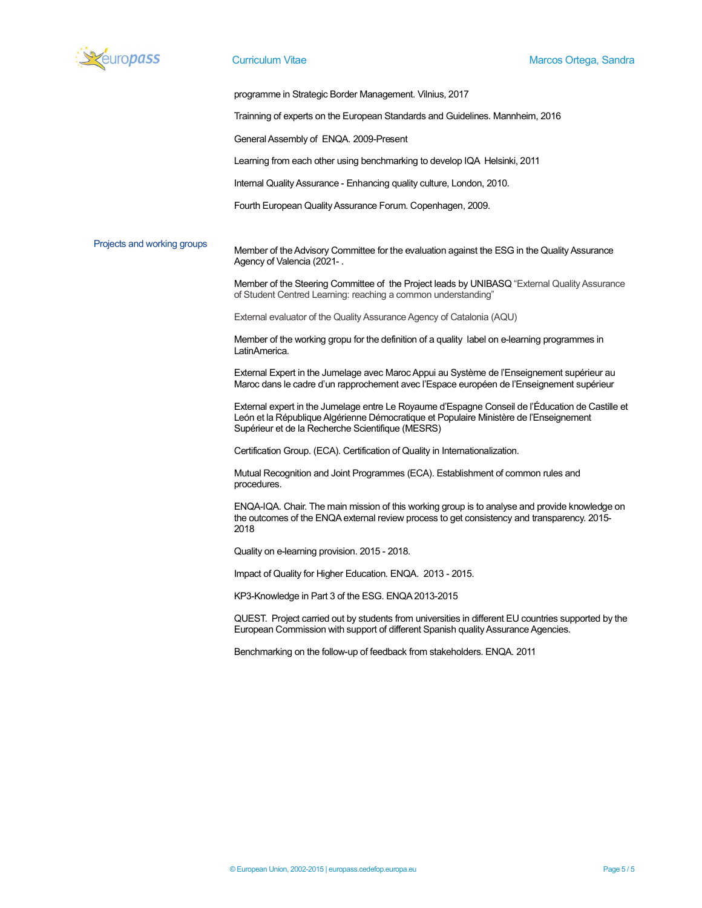programme in Strategic Border Management. Vilnius, 2017

Trainning of experts on the European Standards and Guidelines. Mannheim, 2016

General Assembly of ENQA. 2009-Present

Learning from each other using benchmarking to develop IQA Helsinki, 2011

Internal Quality Assurance - Enhancing quality culture, London, 2010.

Fourth European Quality Assurance Forum. Copenhagen, 2009.

## Projects and working groups

Member of the Advisory Committee for the evaluation against the ESG in the Quality Assurance Agency of Valencia (2021- .

Member of the Steering Committee of the Project leads by UNIBASQ "External Quality Assurance of Student Centred Learning: reaching a common understanding"

External evaluator of the Quality Assurance Agency of Catalonia (AQU)

Member of the working gropu for the definition of a quality label on e-learning programmes in LatinAmerica.

External Expert in the Jumelage avec Maroc Appui au Système de l'Enseignement supérieur au Maroc dans le cadre d'un rapprochement avec l'Espace européen de l'Enseignement supérieur

External expert in the Jumelage entre Le Royaume d'Espagne Conseil de l'Éducation de Castille et León et la République Algérienne Démocratique et Populaire Ministère de l'Enseignement Supérieur et de la Recherche Scientifique (MESRS)

Certification Group. (ECA). Certification of Quality in Internationalization.

Mutual Recognition and Joint Programmes (ECA). Establishment of common rules and procedures.

ENQA-IQA. Chair. The main mission of this working group is to analyse and provide knowledge on the outcomes of the ENQA external review process to get consistency and transparency. 2015-2018

Quality on e-learning provision. 2015 - 2018.

Impact of Quality for Higher Education. ENQA. 2013 - 2015.

KP3-Knowledge in Part 3 of the ESG. ENQA 2013-2015

QUEST. Project carried out by students from universities in different EU countries supported by the European Commission with support of different Spanish quality Assurance Agencies.

Benchmarking on the follow-up of feedback from stakeholders. ENQA. 2011